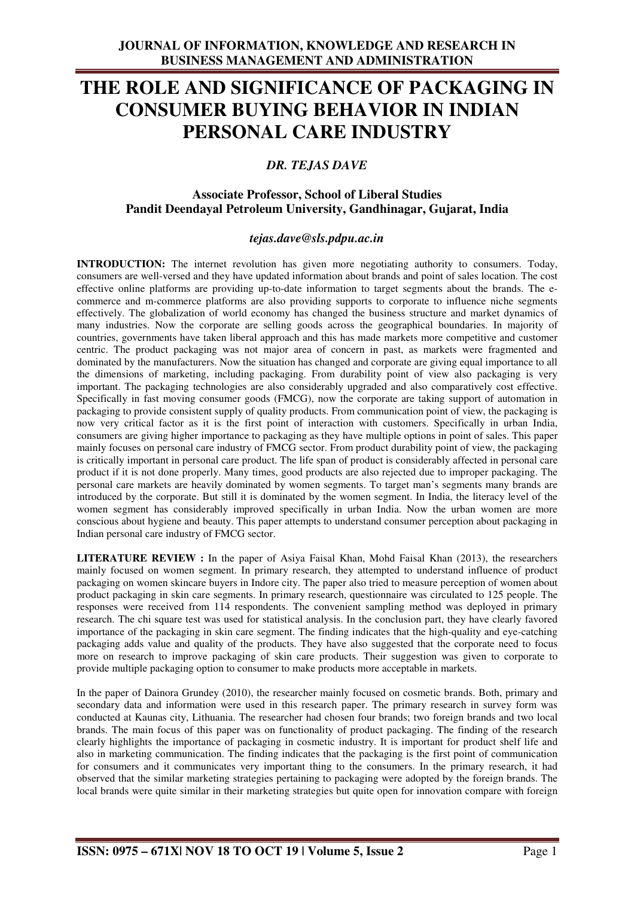# THE ROLE AND SIGNIFICANCE OF PACKAGING IN CONSUMER BUYING BEHAVIOR IN INDIAN PERSONAL CARE INDUSTRY

*DR. TEJAS DAVE*

**Associate Professor, School of Liberal Studies**
**Pandit Deendayal Petroleum University, Gandhinagar, Gujarat, India**

*tejas.dave@sls.pdpu.ac.in*

**INTRODUCTION:** The internet revolution has given more negotiating authority to consumers. Today, consumers are well-versed and they have updated information about brands and point of sales location. The cost effective online platforms are providing up-to-date information to target segments about the brands. The e-commerce and m-commerce platforms are also providing supports to corporate to influence niche segments effectively. The globalization of world economy has changed the business structure and market dynamics of many industries. Now the corporate are selling goods across the geographical boundaries. In majority of countries, governments have taken liberal approach and this has made markets more competitive and customer centric. The product packaging was not major area of concern in past, as markets were fragmented and dominated by the manufacturers. Now the situation has changed and corporate are giving equal importance to all the dimensions of marketing, including packaging. From durability point of view also packaging is very important. The packaging technologies are also considerably upgraded and also comparatively cost effective. Specifically in fast moving consumer goods (FMCG), now the corporate are taking support of automation in packaging to provide consistent supply of quality products. From communication point of view, the packaging is now very critical factor as it is the first point of interaction with customers. Specifically in urban India, consumers are giving higher importance to packaging as they have multiple options in point of sales. This paper mainly focuses on personal care industry of FMCG sector. From product durability point of view, the packaging is critically important in personal care product. The life span of product is considerably affected in personal care product if it is not done properly. Many times, good products are also rejected due to improper packaging. The personal care markets are heavily dominated by women segments. To target man's segments many brands are introduced by the corporate. But still it is dominated by the women segment. In India, the literacy level of the women segment has considerably improved specifically in urban India. Now the urban women are more conscious about hygiene and beauty. This paper attempts to understand consumer perception about packaging in Indian personal care industry of FMCG sector.

**LITERATURE REVIEW :** In the paper of Asiya Faisal Khan, Mohd Faisal Khan (2013), the researchers mainly focused on women segment. In primary research, they attempted to understand influence of product packaging on women skincare buyers in Indore city. The paper also tried to measure perception of women about product packaging in skin care segments. In primary research, questionnaire was circulated to 125 people. The responses were received from 114 respondents. The convenient sampling method was deployed in primary research. The chi square test was used for statistical analysis. In the conclusion part, they have clearly favored importance of the packaging in skin care segment. The finding indicates that the high-quality and eye-catching packaging adds value and quality of the products. They have also suggested that the corporate need to focus more on research to improve packaging of skin care products. Their suggestion was given to corporate to provide multiple packaging option to consumer to make products more acceptable in markets.

In the paper of Dainora Grundey (2010), the researcher mainly focused on cosmetic brands. Both, primary and secondary data and information were used in this research paper. The primary research in survey form was conducted at Kaunas city, Lithuania. The researcher had chosen four brands; two foreign brands and two local brands. The main focus of this paper was on functionality of product packaging. The finding of the research clearly highlights the importance of packaging in cosmetic industry. It is important for product shelf life and also in marketing communication. The finding indicates that the packaging is the first point of communication for consumers and it communicates very important thing to the consumers. In the primary research, it had observed that the similar marketing strategies pertaining to packaging were adopted by the foreign brands. The local brands were quite similar in their marketing strategies but quite open for innovation compare with foreign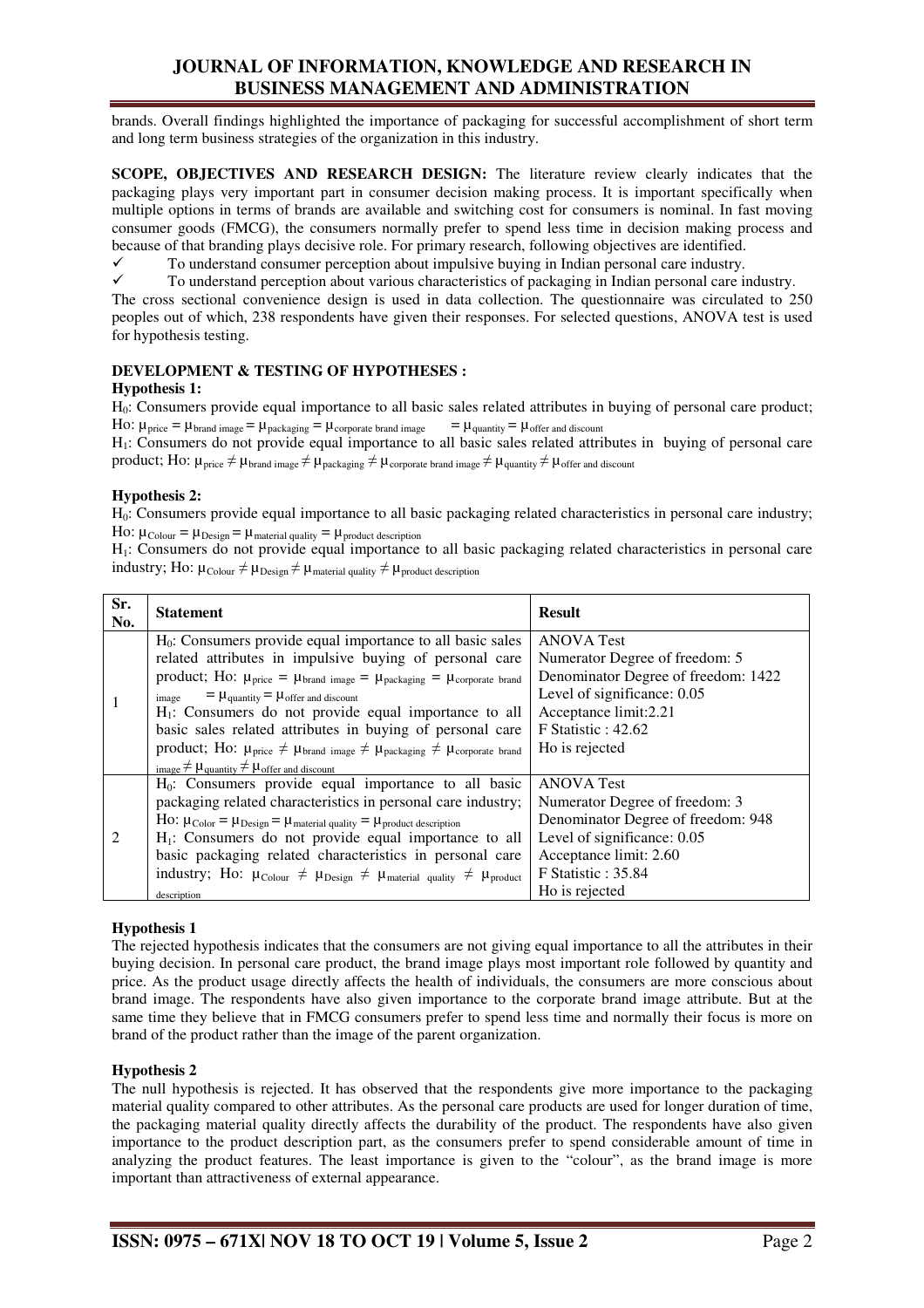brands. Overall findings highlighted the importance of packaging for successful accomplishment of short term and long term business strategies of the organization in this industry.

**SCOPE, OBJECTIVES AND RESEARCH DESIGN:** The literature review clearly indicates that the packaging plays very important part in consumer decision making process. It is important specifically when multiple options in terms of brands are available and switching cost for consumers is nominal. In fast moving consumer goods (FMCG), the consumers normally prefer to spend less time in decision making process and because of that branding plays decisive role. For primary research, following objectives are identified.

- ✓ To understand consumer perception about impulsive buying in Indian personal care industry.
- ✓ To understand perception about various characteristics of packaging in Indian personal care industry.

The cross sectional convenience design is used in data collection. The questionnaire was circulated to 250 peoples out of which, 238 respondents have given their responses. For selected questions, ANOVA test is used for hypothesis testing.

**DEVELOPMENT & TESTING OF HYPOTHESES :**

**Hypothesis 1:**

$H_0$: Consumers provide equal importance to all basic sales related attributes in buying of personal care product; Ho: $\mu_{price} = \mu_{brand\ image} = \mu_{packaging} = \mu_{corporate\ brand\ image} = \mu_{quantity} = \mu_{offer\ and\ discount}$

$H_1$: Consumers do not provide equal importance to all basic sales related attributes in buying of personal care product; Ho: $\mu_{price} \neq \mu_{brand\ image} \neq \mu_{packaging} \neq \mu_{corporate\ brand\ image} \neq \mu_{quantity} \neq \mu_{offer\ and\ discount}$

**Hypothesis 2:**

$H_0$: Consumers provide equal importance to all basic packaging related characteristics in personal care industry; Ho: $\mu_{Colour} = \mu_{Design} = \mu_{material\ quality} = \mu_{product\ description}$

$H_1$: Consumers do not provide equal importance to all basic packaging related characteristics in personal care industry; Ho: $\mu_{Colour} \neq \mu_{Design} \neq \mu_{material\ quality} \neq \mu_{product\ description}$

| Sr. No. | Statement | Result |
|---|---|---|
| 1 | $H_0$: Consumers provide equal importance to all basic sales related attributes in impulsive buying of personal care product; Ho: $\mu_{price} = \mu_{brand\ image} = \mu_{packaging} = \mu_{corporate\ brand\ image} = \mu_{quantity} = \mu_{offer\ and\ discount}$<br>$H_1$: Consumers do not provide equal importance to all basic sales related attributes in buying of personal care product; Ho: $\mu_{price} \neq \mu_{brand\ image} \neq \mu_{packaging} \neq \mu_{corporate\ brand\ image} \neq \mu_{quantity} \neq \mu_{offer\ and\ discount}$ | ANOVA Test<br>Numerator Degree of freedom: 5<br>Denominator Degree of freedom: 1422<br>Level of significance: 0.05<br>Acceptance limit:2.21<br>F Statistic : 42.62<br>Ho is rejected |
| 2 | $H_0$: Consumers provide equal importance to all basic packaging related characteristics in personal care industry; Ho: $\mu_{Color} = \mu_{Design} = \mu_{material\ quality} = \mu_{product\ description}$<br>$H_1$: Consumers do not provide equal importance to all basic packaging related characteristics in personal care industry; Ho: $\mu_{Colour} \neq \mu_{Design} \neq \mu_{material\ quality} \neq \mu_{product\ description}$ | ANOVA Test<br>Numerator Degree of freedom: 3<br>Denominator Degree of freedom: 948<br>Level of significance: 0.05<br>Acceptance limit: 2.60<br>F Statistic : 35.84<br>Ho is rejected |

**Hypothesis 1**

The rejected hypothesis indicates that the consumers are not giving equal importance to all the attributes in their buying decision. In personal care product, the brand image plays most important role followed by quantity and price. As the product usage directly affects the health of individuals, the consumers are more conscious about brand image. The respondents have also given importance to the corporate brand image attribute. But at the same time they believe that in FMCG consumers prefer to spend less time and normally their focus is more on brand of the product rather than the image of the parent organization.

**Hypothesis 2**

The null hypothesis is rejected. It has observed that the respondents give more importance to the packaging material quality compared to other attributes. As the personal care products are used for longer duration of time, the packaging material quality directly affects the durability of the product. The respondents have also given importance to the product description part, as the consumers prefer to spend considerable amount of time in analyzing the product features. The least importance is given to the "colour", as the brand image is more important than attractiveness of external appearance.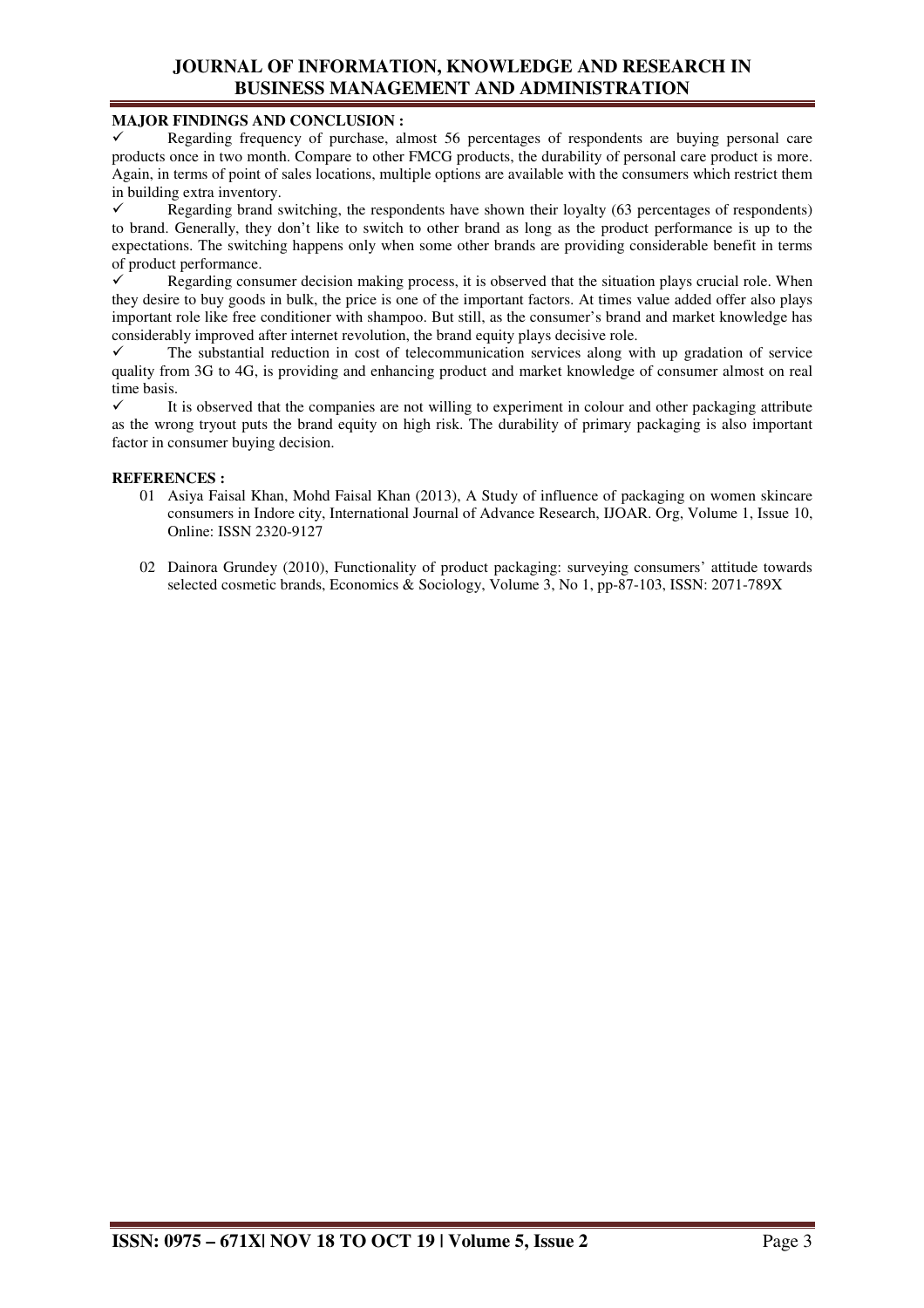**MAJOR FINDINGS AND CONCLUSION :**

- ✓ Regarding frequency of purchase, almost 56 percentages of respondents are buying personal care products once in two month. Compare to other FMCG products, the durability of personal care product is more. Again, in terms of point of sales locations, multiple options are available with the consumers which restrict them in building extra inventory.
- ✓ Regarding brand switching, the respondents have shown their loyalty (63 percentages of respondents) to brand. Generally, they don't like to switch to other brand as long as the product performance is up to the expectations. The switching happens only when some other brands are providing considerable benefit in terms of product performance.
- ✓ Regarding consumer decision making process, it is observed that the situation plays crucial role. When they desire to buy goods in bulk, the price is one of the important factors. At times value added offer also plays important role like free conditioner with shampoo. But still, as the consumer's brand and market knowledge has considerably improved after internet revolution, the brand equity plays decisive role.
- ✓ The substantial reduction in cost of telecommunication services along with up gradation of service quality from 3G to 4G, is providing and enhancing product and market knowledge of consumer almost on real time basis.
- ✓ It is observed that the companies are not willing to experiment in colour and other packaging attribute as the wrong tryout puts the brand equity on high risk. The durability of primary packaging is also important factor in consumer buying decision.

**REFERENCES :**

01 Asiya Faisal Khan, Mohd Faisal Khan (2013), A Study of influence of packaging on women skincare consumers in Indore city, International Journal of Advance Research, IJOAR. Org, Volume 1, Issue 10, Online: ISSN 2320-9127

02 Dainora Grundey (2010), Functionality of product packaging: surveying consumers' attitude towards selected cosmetic brands, Economics & Sociology, Volume 3, No 1, pp-87-103, ISSN: 2071-789X